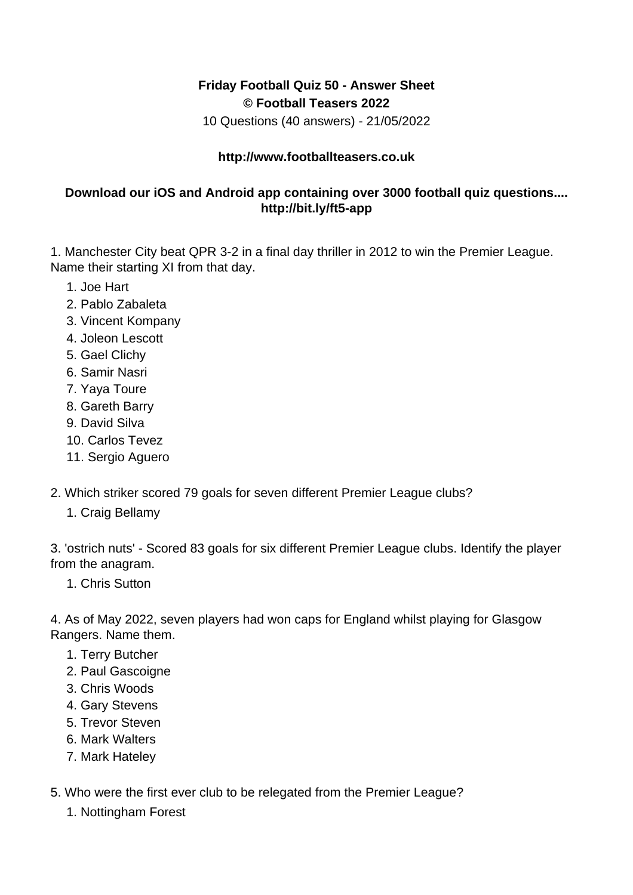**Friday Football Quiz 50 - Answer Sheet**
**© Football Teasers 2022**
10 Questions (40 answers) - 21/05/2022

**http://www.footballteasers.co.uk**

**Download our iOS and Android app containing over 3000 football quiz questions.... http://bit.ly/ft5-app**

1. Manchester City beat QPR 3-2 in a final day thriller in 2012 to win the Premier League. Name their starting XI from that day.

    1. Joe Hart
    2. Pablo Zabaleta
    3. Vincent Kompany
    4. Joleon Lescott
    5. Gael Clichy
    6. Samir Nasri
    7. Yaya Toure
    8. Gareth Barry
    9. David Silva
    10. Carlos Tevez
    11. Sergio Aguero

2. Which striker scored 79 goals for seven different Premier League clubs?

    1. Craig Bellamy

3. 'ostrich nuts' - Scored 83 goals for six different Premier League clubs. Identify the player from the anagram.

    1. Chris Sutton

4. As of May 2022, seven players had won caps for England whilst playing for Glasgow Rangers. Name them.

    1. Terry Butcher
    2. Paul Gascoigne
    3. Chris Woods
    4. Gary Stevens
    5. Trevor Steven
    6. Mark Walters
    7. Mark Hateley

5. Who were the first ever club to be relegated from the Premier League?

    1. Nottingham Forest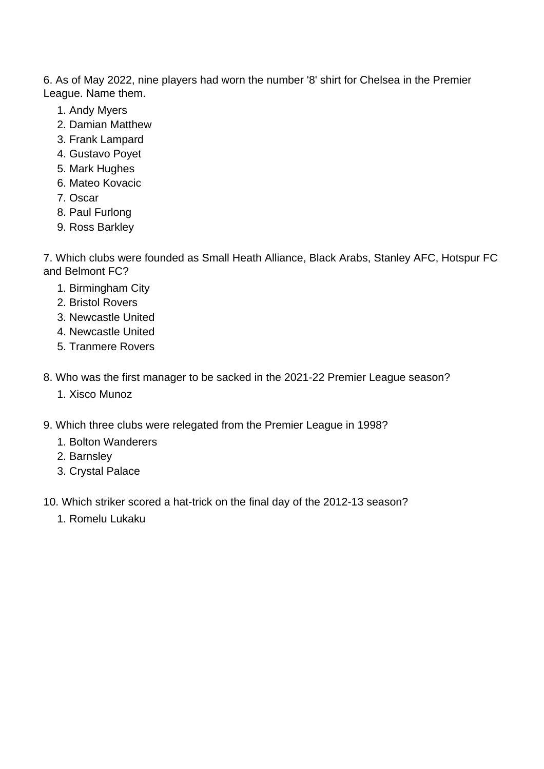6. As of May 2022, nine players had worn the number '8' shirt for Chelsea in the Premier League. Name them.

1. Andy Myers
2. Damian Matthew
3. Frank Lampard
4. Gustavo Poyet
5. Mark Hughes
6. Mateo Kovacic
7. Oscar
8. Paul Furlong
9. Ross Barkley

7. Which clubs were founded as Small Heath Alliance, Black Arabs, Stanley AFC, Hotspur FC and Belmont FC?

1. Birmingham City
2. Bristol Rovers
3. Newcastle United
4. Newcastle United
5. Tranmere Rovers

8. Who was the first manager to be sacked in the 2021-22 Premier League season?

1. Xisco Munoz

9. Which three clubs were relegated from the Premier League in 1998?

1. Bolton Wanderers
2. Barnsley
3. Crystal Palace

10. Which striker scored a hat-trick on the final day of the 2012-13 season?

1. Romelu Lukaku